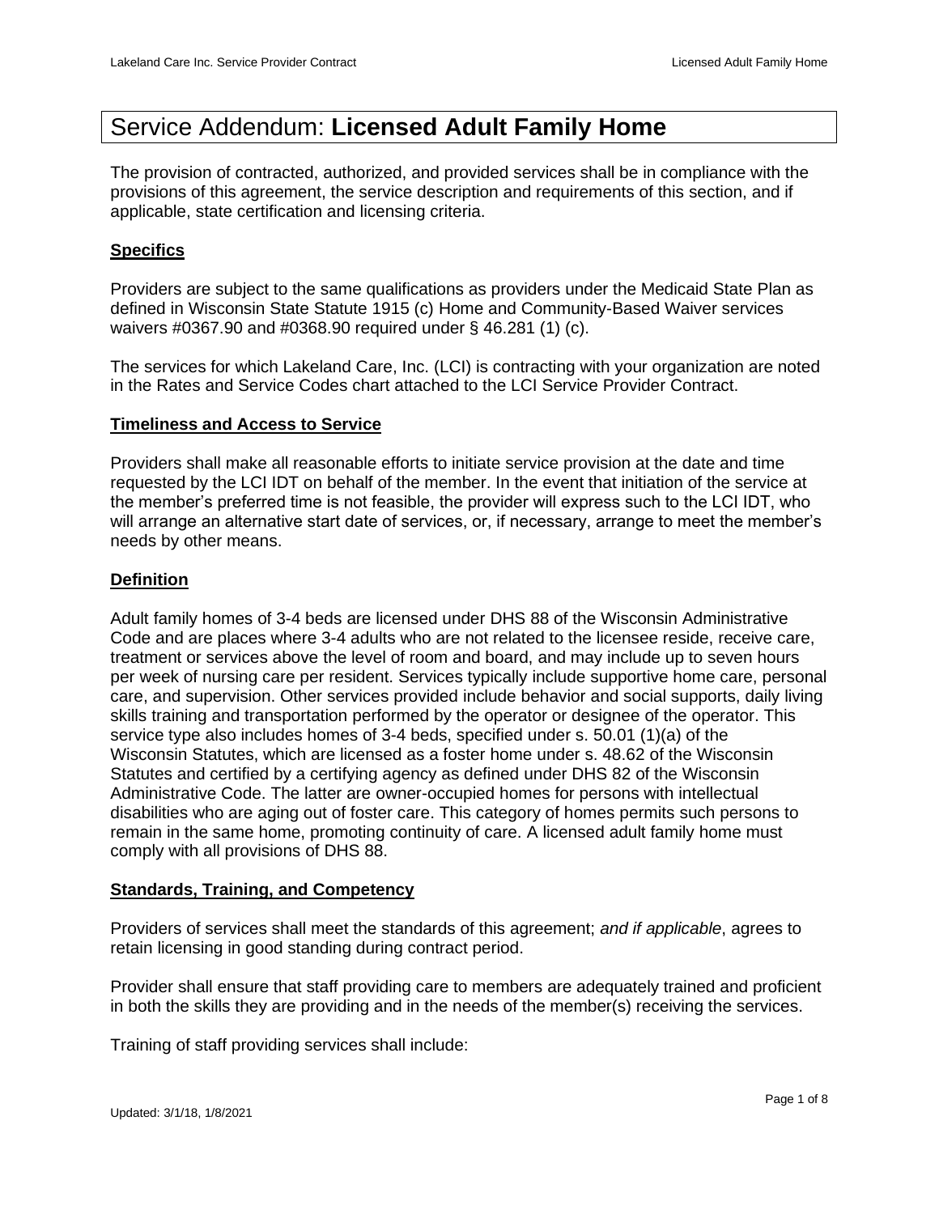# Service Addendum: **Licensed Adult Family Home**

The provision of contracted, authorized, and provided services shall be in compliance with the provisions of this agreement, the service description and requirements of this section, and if applicable, state certification and licensing criteria.

## Specifics

Providers are subject to the same qualifications as providers under the Medicaid State Plan as defined in Wisconsin State Statute 1915 (c) Home and Community-Based Waiver services waivers #0367.90 and #0368.90 required under § 46.281 (1) (c).

The services for which Lakeland Care, Inc. (LCI) is contracting with your organization are noted in the Rates and Service Codes chart attached to the LCI Service Provider Contract.

## Timeliness and Access to Service

Providers shall make all reasonable efforts to initiate service provision at the date and time requested by the LCI IDT on behalf of the member. In the event that initiation of the service at the member's preferred time is not feasible, the provider will express such to the LCI IDT, who will arrange an alternative start date of services, or, if necessary, arrange to meet the member's needs by other means.

## Definition

Adult family homes of 3-4 beds are licensed under DHS 88 of the Wisconsin Administrative Code and are places where 3-4 adults who are not related to the licensee reside, receive care, treatment or services above the level of room and board, and may include up to seven hours per week of nursing care per resident. Services typically include supportive home care, personal care, and supervision. Other services provided include behavior and social supports, daily living skills training and transportation performed by the operator or designee of the operator. This service type also includes homes of 3-4 beds, specified under s. 50.01 (1)(a) of the Wisconsin Statutes, which are licensed as a foster home under s. 48.62 of the Wisconsin Statutes and certified by a certifying agency as defined under DHS 82 of the Wisconsin Administrative Code. The latter are owner-occupied homes for persons with intellectual disabilities who are aging out of foster care. This category of homes permits such persons to remain in the same home, promoting continuity of care. A licensed adult family home must comply with all provisions of DHS 88.

## Standards, Training, and Competency

Providers of services shall meet the standards of this agreement; *and if applicable*, agrees to retain licensing in good standing during contract period.

Provider shall ensure that staff providing care to members are adequately trained and proficient in both the skills they are providing and in the needs of the member(s) receiving the services.

Training of staff providing services shall include: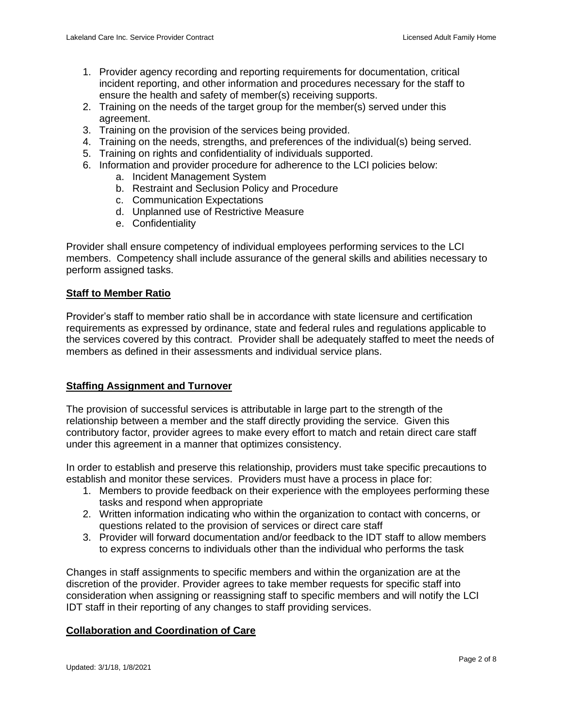1. Provider agency recording and reporting requirements for documentation, critical incident reporting, and other information and procedures necessary for the staff to ensure the health and safety of member(s) receiving supports.
2. Training on the needs of the target group for the member(s) served under this agreement.
3. Training on the provision of the services being provided.
4. Training on the needs, strengths, and preferences of the individual(s) being served.
5. Training on rights and confidentiality of individuals supported.
6. Information and provider procedure for adherence to the LCI policies below:
   a. Incident Management System
   b. Restraint and Seclusion Policy and Procedure
   c. Communication Expectations
   d. Unplanned use of Restrictive Measure
   e. Confidentiality

Provider shall ensure competency of individual employees performing services to the LCI members. Competency shall include assurance of the general skills and abilities necessary to perform assigned tasks.

**Staff to Member Ratio**

Provider's staff to member ratio shall be in accordance with state licensure and certification requirements as expressed by ordinance, state and federal rules and regulations applicable to the services covered by this contract. Provider shall be adequately staffed to meet the needs of members as defined in their assessments and individual service plans.

**Staffing Assignment and Turnover**

The provision of successful services is attributable in large part to the strength of the relationship between a member and the staff directly providing the service. Given this contributory factor, provider agrees to make every effort to match and retain direct care staff under this agreement in a manner that optimizes consistency.

In order to establish and preserve this relationship, providers must take specific precautions to establish and monitor these services. Providers must have a process in place for:

1. Members to provide feedback on their experience with the employees performing these tasks and respond when appropriate
2. Written information indicating who within the organization to contact with concerns, or questions related to the provision of services or direct care staff
3. Provider will forward documentation and/or feedback to the IDT staff to allow members to express concerns to individuals other than the individual who performs the task

Changes in staff assignments to specific members and within the organization are at the discretion of the provider. Provider agrees to take member requests for specific staff into consideration when assigning or reassigning staff to specific members and will notify the LCI IDT staff in their reporting of any changes to staff providing services.

**Collaboration and Coordination of Care**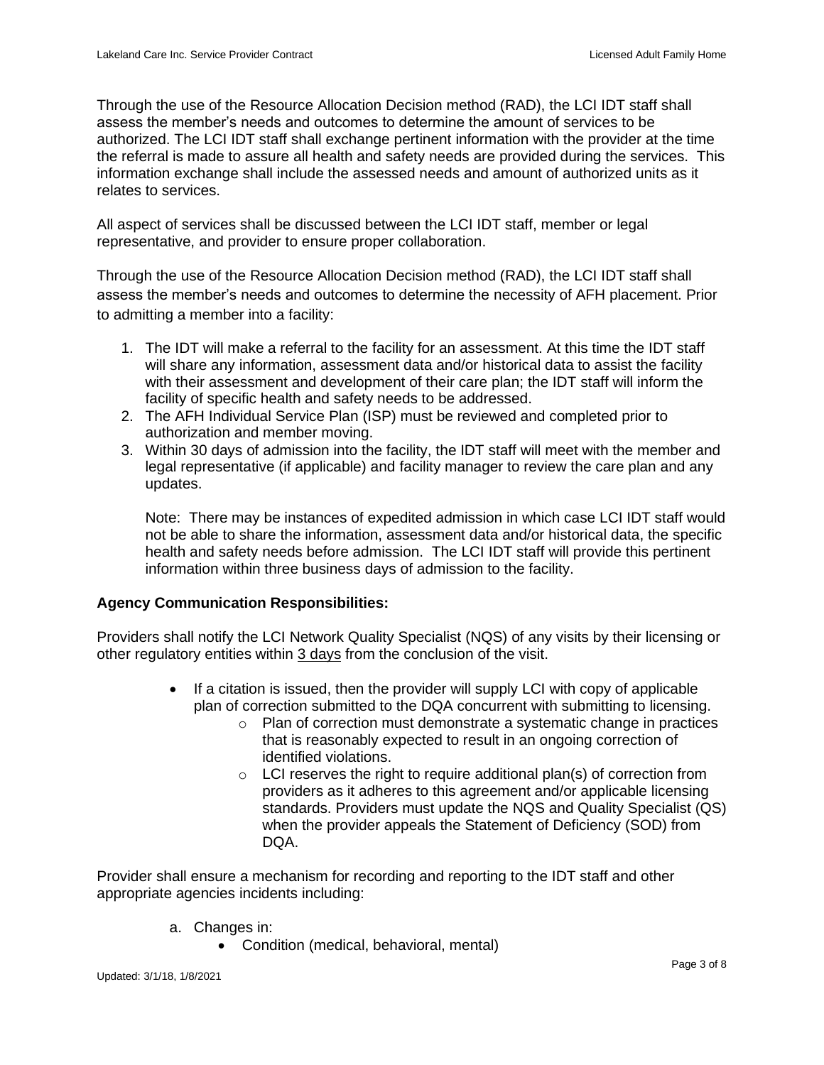Through the use of the Resource Allocation Decision method (RAD), the LCI IDT staff shall assess the member's needs and outcomes to determine the amount of services to be authorized. The LCI IDT staff shall exchange pertinent information with the provider at the time the referral is made to assure all health and safety needs are provided during the services. This information exchange shall include the assessed needs and amount of authorized units as it relates to services.

All aspect of services shall be discussed between the LCI IDT staff, member or legal representative, and provider to ensure proper collaboration.

Through the use of the Resource Allocation Decision method (RAD), the LCI IDT staff shall assess the member's needs and outcomes to determine the necessity of AFH placement. Prior to admitting a member into a facility:

1. The IDT will make a referral to the facility for an assessment. At this time the IDT staff will share any information, assessment data and/or historical data to assist the facility with their assessment and development of their care plan; the IDT staff will inform the facility of specific health and safety needs to be addressed.
2. The AFH Individual Service Plan (ISP) must be reviewed and completed prior to authorization and member moving.
3. Within 30 days of admission into the facility, the IDT staff will meet with the member and legal representative (if applicable) and facility manager to review the care plan and any updates.

   Note: There may be instances of expedited admission in which case LCI IDT staff would not be able to share the information, assessment data and/or historical data, the specific health and safety needs before admission. The LCI IDT staff will provide this pertinent information within three business days of admission to the facility.

**Agency Communication Responsibilities:**

Providers shall notify the LCI Network Quality Specialist (NQS) of any visits by their licensing or other regulatory entities within 3 days from the conclusion of the visit.

- If a citation is issued, then the provider will supply LCI with copy of applicable plan of correction submitted to the DQA concurrent with submitting to licensing.
  - Plan of correction must demonstrate a systematic change in practices that is reasonably expected to result in an ongoing correction of identified violations.
  - LCI reserves the right to require additional plan(s) of correction from providers as it adheres to this agreement and/or applicable licensing standards. Providers must update the NQS and Quality Specialist (QS) when the provider appeals the Statement of Deficiency (SOD) from DQA.

Provider shall ensure a mechanism for recording and reporting to the IDT staff and other appropriate agencies incidents including:

a. Changes in:
   - Condition (medical, behavioral, mental)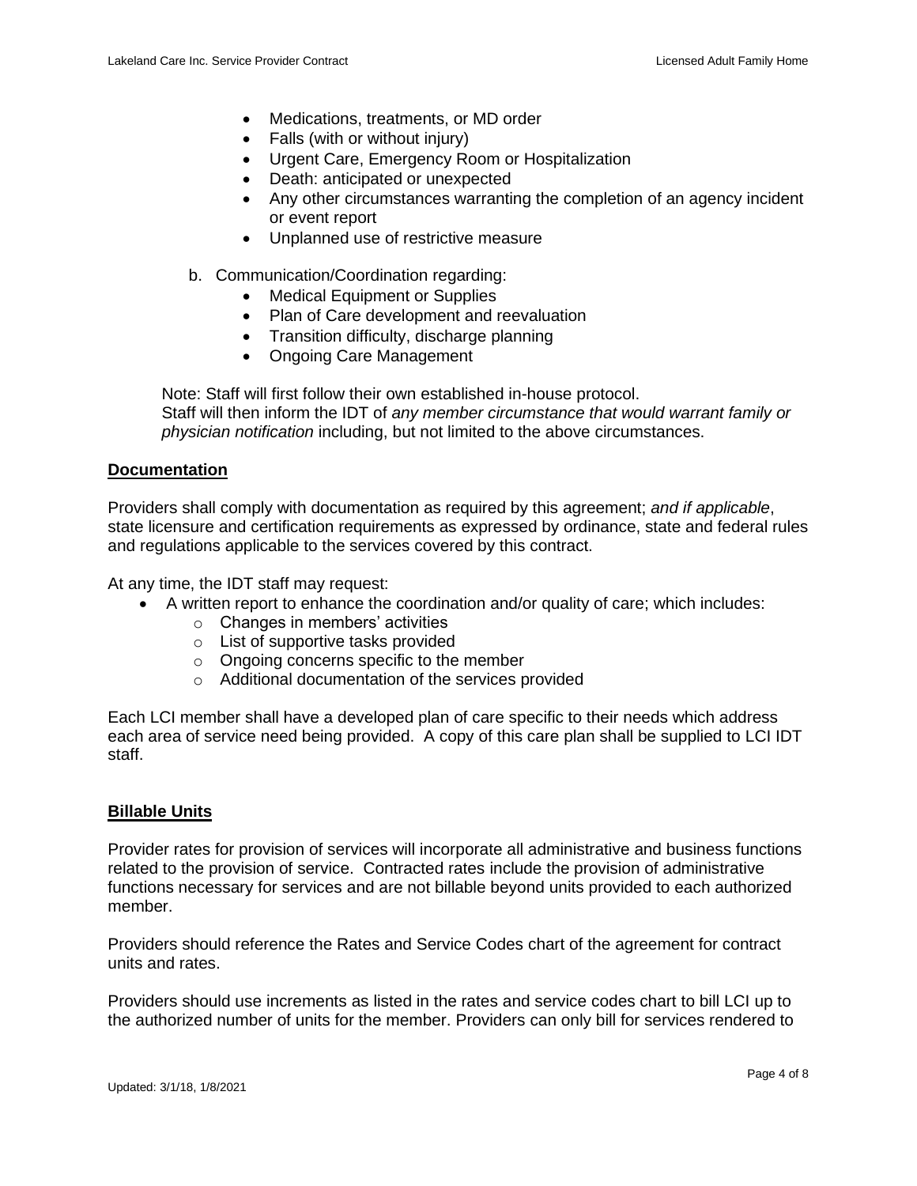- Medications, treatments, or MD order
- Falls (with or without injury)
- Urgent Care, Emergency Room or Hospitalization
- Death: anticipated or unexpected
- Any other circumstances warranting the completion of an agency incident or event report
- Unplanned use of restrictive measure

b. Communication/Coordination regarding:
   - Medical Equipment or Supplies
   - Plan of Care development and reevaluation
   - Transition difficulty, discharge planning
   - Ongoing Care Management

Note: Staff will first follow their own established in-house protocol.
Staff will then inform the IDT of *any member circumstance that would warrant family or physician notification* including, but not limited to the above circumstances.

**Documentation**

Providers shall comply with documentation as required by this agreement; *and if applicable*, state licensure and certification requirements as expressed by ordinance, state and federal rules and regulations applicable to the services covered by this contract.

At any time, the IDT staff may request:

- A written report to enhance the coordination and/or quality of care; which includes:
  - Changes in members' activities
  - List of supportive tasks provided
  - Ongoing concerns specific to the member
  - Additional documentation of the services provided

Each LCI member shall have a developed plan of care specific to their needs which address each area of service need being provided. A copy of this care plan shall be supplied to LCI IDT staff.

**Billable Units**

Provider rates for provision of services will incorporate all administrative and business functions related to the provision of service. Contracted rates include the provision of administrative functions necessary for services and are not billable beyond units provided to each authorized member.

Providers should reference the Rates and Service Codes chart of the agreement for contract units and rates.

Providers should use increments as listed in the rates and service codes chart to bill LCI up to the authorized number of units for the member. Providers can only bill for services rendered to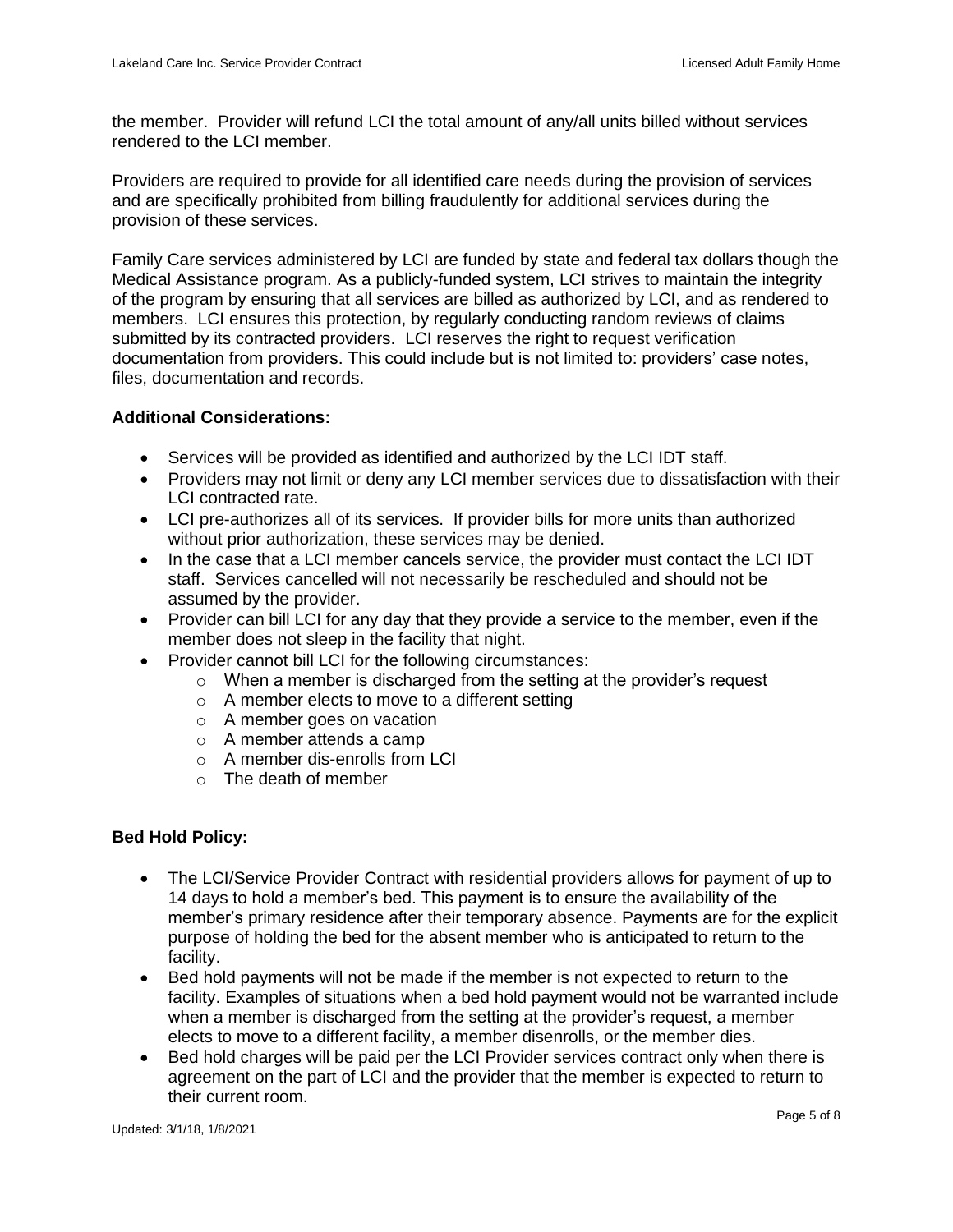the member. Provider will refund LCI the total amount of any/all units billed without services rendered to the LCI member.

Providers are required to provide for all identified care needs during the provision of services and are specifically prohibited from billing fraudulently for additional services during the provision of these services.

Family Care services administered by LCI are funded by state and federal tax dollars though the Medical Assistance program. As a publicly-funded system, LCI strives to maintain the integrity of the program by ensuring that all services are billed as authorized by LCI, and as rendered to members. LCI ensures this protection, by regularly conducting random reviews of claims submitted by its contracted providers. LCI reserves the right to request verification documentation from providers. This could include but is not limited to: providers' case notes, files, documentation and records.

**Additional Considerations:**

- Services will be provided as identified and authorized by the LCI IDT staff.
- Providers may not limit or deny any LCI member services due to dissatisfaction with their LCI contracted rate.
- LCI pre-authorizes all of its services. If provider bills for more units than authorized without prior authorization, these services may be denied.
- In the case that a LCI member cancels service, the provider must contact the LCI IDT staff. Services cancelled will not necessarily be rescheduled and should not be assumed by the provider.
- Provider can bill LCI for any day that they provide a service to the member, even if the member does not sleep in the facility that night.
- Provider cannot bill LCI for the following circumstances:
  - When a member is discharged from the setting at the provider's request
  - A member elects to move to a different setting
  - A member goes on vacation
  - A member attends a camp
  - A member dis-enrolls from LCI
  - The death of member

**Bed Hold Policy:**

- The LCI/Service Provider Contract with residential providers allows for payment of up to 14 days to hold a member's bed. This payment is to ensure the availability of the member's primary residence after their temporary absence. Payments are for the explicit purpose of holding the bed for the absent member who is anticipated to return to the facility.
- Bed hold payments will not be made if the member is not expected to return to the facility. Examples of situations when a bed hold payment would not be warranted include when a member is discharged from the setting at the provider's request, a member elects to move to a different facility, a member disenrolls, or the member dies.
- Bed hold charges will be paid per the LCI Provider services contract only when there is agreement on the part of LCI and the provider that the member is expected to return to their current room.

Updated: 3/1/18, 1/8/2021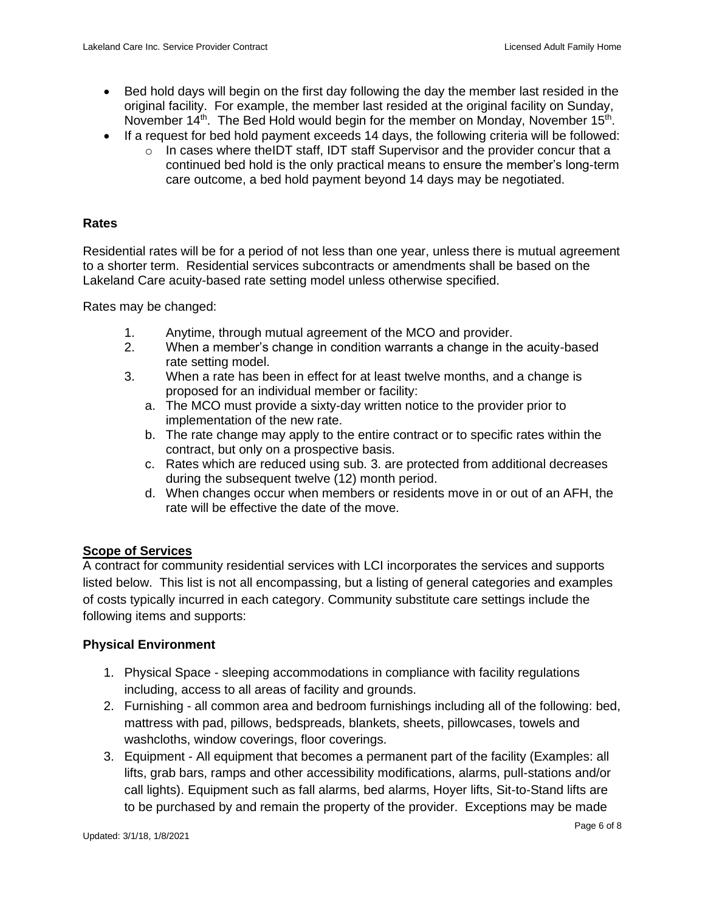- Bed hold days will begin on the first day following the day the member last resided in the original facility. For example, the member last resided at the original facility on Sunday, November 14th. The Bed Hold would begin for the member on Monday, November 15th.
- If a request for bed hold payment exceeds 14 days, the following criteria will be followed:
  - In cases where theIDT staff, IDT staff Supervisor and the provider concur that a continued bed hold is the only practical means to ensure the member's long-term care outcome, a bed hold payment beyond 14 days may be negotiated.

**Rates**

Residential rates will be for a period of not less than one year, unless there is mutual agreement to a shorter term. Residential services subcontracts or amendments shall be based on the Lakeland Care acuity-based rate setting model unless otherwise specified.

Rates may be changed:

1. Anytime, through mutual agreement of the MCO and provider.
2. When a member's change in condition warrants a change in the acuity-based rate setting model.
3. When a rate has been in effect for at least twelve months, and a change is proposed for an individual member or facility:
   a. The MCO must provide a sixty-day written notice to the provider prior to implementation of the new rate.
   b. The rate change may apply to the entire contract or to specific rates within the contract, but only on a prospective basis.
   c. Rates which are reduced using sub. 3. are protected from additional decreases during the subsequent twelve (12) month period.
   d. When changes occur when members or residents move in or out of an AFH, the rate will be effective the date of the move.

**Scope of Services**

A contract for community residential services with LCI incorporates the services and supports listed below. This list is not all encompassing, but a listing of general categories and examples of costs typically incurred in each category. Community substitute care settings include the following items and supports:

**Physical Environment**

1. Physical Space - sleeping accommodations in compliance with facility regulations including, access to all areas of facility and grounds.
2. Furnishing - all common area and bedroom furnishings including all of the following: bed, mattress with pad, pillows, bedspreads, blankets, sheets, pillowcases, towels and washcloths, window coverings, floor coverings.
3. Equipment - All equipment that becomes a permanent part of the facility (Examples: all lifts, grab bars, ramps and other accessibility modifications, alarms, pull-stations and/or call lights). Equipment such as fall alarms, bed alarms, Hoyer lifts, Sit-to-Stand lifts are to be purchased by and remain the property of the provider. Exceptions may be made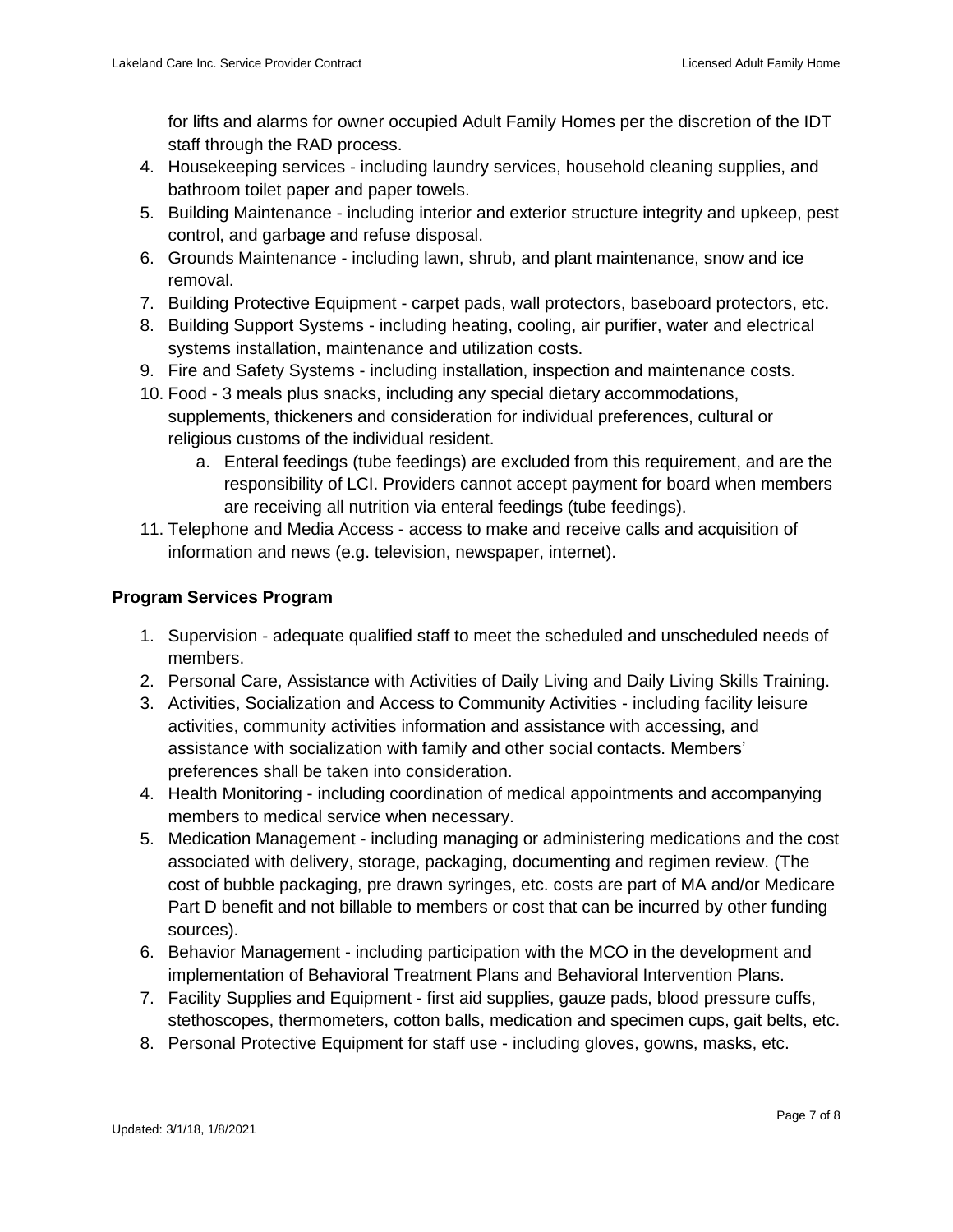for lifts and alarms for owner occupied Adult Family Homes per the discretion of the IDT staff through the RAD process.

4. Housekeeping services - including laundry services, household cleaning supplies, and bathroom toilet paper and paper towels.
5. Building Maintenance - including interior and exterior structure integrity and upkeep, pest control, and garbage and refuse disposal.
6. Grounds Maintenance - including lawn, shrub, and plant maintenance, snow and ice removal.
7. Building Protective Equipment - carpet pads, wall protectors, baseboard protectors, etc.
8. Building Support Systems - including heating, cooling, air purifier, water and electrical systems installation, maintenance and utilization costs.
9. Fire and Safety Systems - including installation, inspection and maintenance costs.
10. Food - 3 meals plus snacks, including any special dietary accommodations, supplements, thickeners and consideration for individual preferences, cultural or religious customs of the individual resident.
    a. Enteral feedings (tube feedings) are excluded from this requirement, and are the responsibility of LCI. Providers cannot accept payment for board when members are receiving all nutrition via enteral feedings (tube feedings).
11. Telephone and Media Access - access to make and receive calls and acquisition of information and news (e.g. television, newspaper, internet).

**Program Services Program**

1. Supervision - adequate qualified staff to meet the scheduled and unscheduled needs of members.
2. Personal Care, Assistance with Activities of Daily Living and Daily Living Skills Training.
3. Activities, Socialization and Access to Community Activities - including facility leisure activities, community activities information and assistance with accessing, and assistance with socialization with family and other social contacts. Members' preferences shall be taken into consideration.
4. Health Monitoring - including coordination of medical appointments and accompanying members to medical service when necessary.
5. Medication Management - including managing or administering medications and the cost associated with delivery, storage, packaging, documenting and regimen review. (The cost of bubble packaging, pre drawn syringes, etc. costs are part of MA and/or Medicare Part D benefit and not billable to members or cost that can be incurred by other funding sources).
6. Behavior Management - including participation with the MCO in the development and implementation of Behavioral Treatment Plans and Behavioral Intervention Plans.
7. Facility Supplies and Equipment - first aid supplies, gauze pads, blood pressure cuffs, stethoscopes, thermometers, cotton balls, medication and specimen cups, gait belts, etc.
8. Personal Protective Equipment for staff use - including gloves, gowns, masks, etc.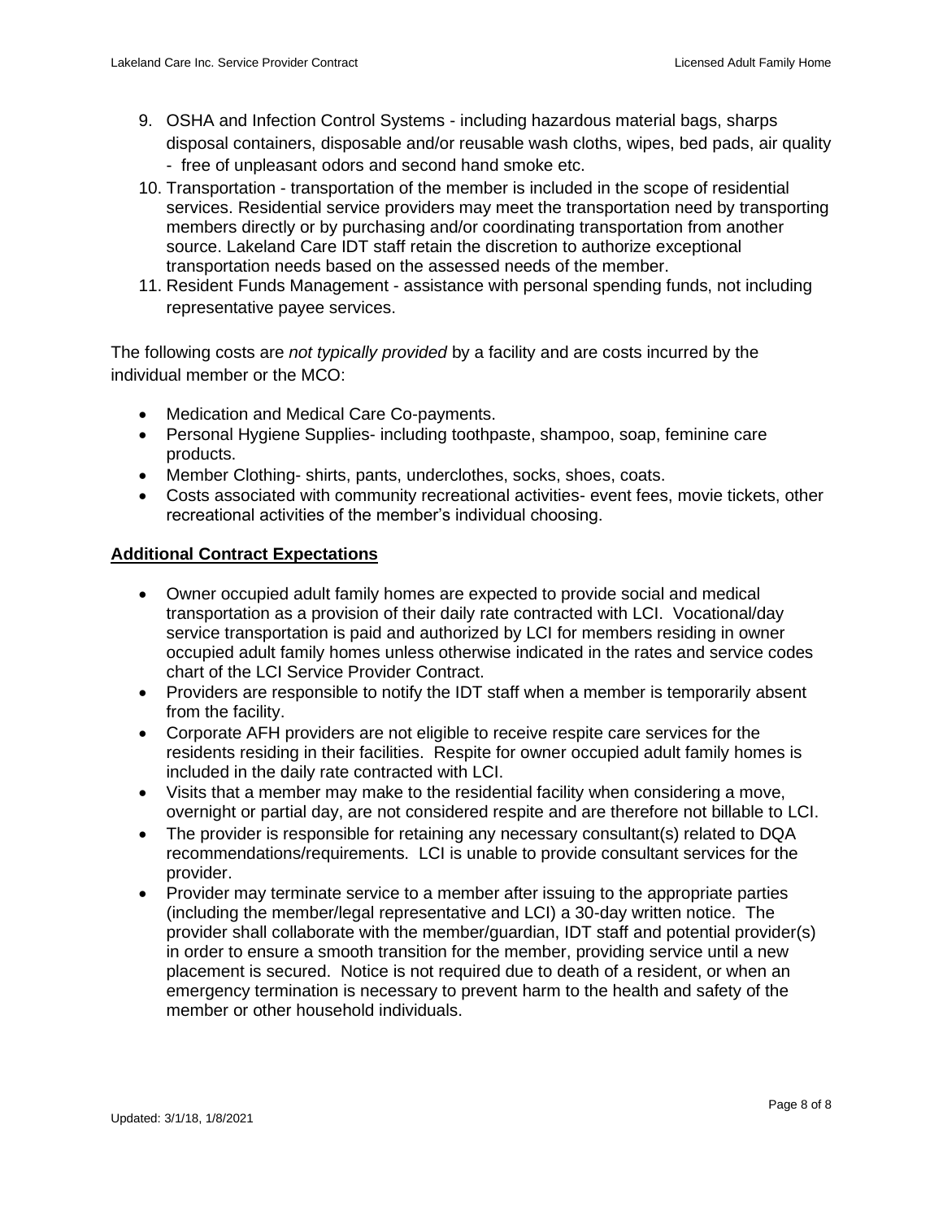9. OSHA and Infection Control Systems - including hazardous material bags, sharps disposal containers, disposable and/or reusable wash cloths, wipes, bed pads, air quality - free of unpleasant odors and second hand smoke etc.
10. Transportation - transportation of the member is included in the scope of residential services. Residential service providers may meet the transportation need by transporting members directly or by purchasing and/or coordinating transportation from another source. Lakeland Care IDT staff retain the discretion to authorize exceptional transportation needs based on the assessed needs of the member.
11. Resident Funds Management - assistance with personal spending funds, not including representative payee services.

The following costs are *not typically provided* by a facility and are costs incurred by the individual member or the MCO:

- Medication and Medical Care Co-payments.
- Personal Hygiene Supplies- including toothpaste, shampoo, soap, feminine care products.
- Member Clothing- shirts, pants, underclothes, socks, shoes, coats.
- Costs associated with community recreational activities- event fees, movie tickets, other recreational activities of the member's individual choosing.

**Additional Contract Expectations**

- Owner occupied adult family homes are expected to provide social and medical transportation as a provision of their daily rate contracted with LCI. Vocational/day service transportation is paid and authorized by LCI for members residing in owner occupied adult family homes unless otherwise indicated in the rates and service codes chart of the LCI Service Provider Contract.
- Providers are responsible to notify the IDT staff when a member is temporarily absent from the facility.
- Corporate AFH providers are not eligible to receive respite care services for the residents residing in their facilities. Respite for owner occupied adult family homes is included in the daily rate contracted with LCI.
- Visits that a member may make to the residential facility when considering a move, overnight or partial day, are not considered respite and are therefore not billable to LCI.
- The provider is responsible for retaining any necessary consultant(s) related to DQA recommendations/requirements. LCI is unable to provide consultant services for the provider.
- Provider may terminate service to a member after issuing to the appropriate parties (including the member/legal representative and LCI) a 30-day written notice. The provider shall collaborate with the member/guardian, IDT staff and potential provider(s) in order to ensure a smooth transition for the member, providing service until a new placement is secured. Notice is not required due to death of a resident, or when an emergency termination is necessary to prevent harm to the health and safety of the member or other household individuals.

Updated: 3/1/18, 1/8/2021